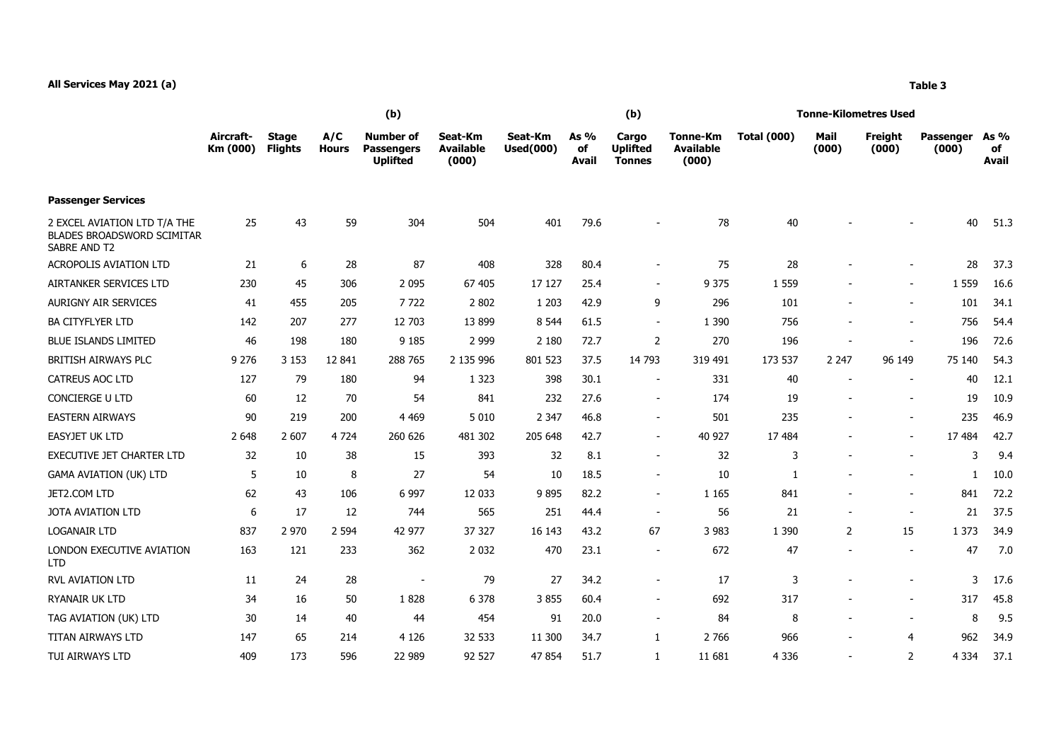**All Services May 2021 (a)**

**Table 3**

| | Aircraft-Km (000) | Stage Flights | A/C Hours | (b) Number of Passengers Uplifted | Seat-Km Available (000) | Seat-Km Used(000) | As % of Avail | (b) Cargo Uplifted Tonnes | Tonne-Km Available (000) | Tonne-Kilometres Used Total (000) | Mail (000) | Freight (000) | Passenger (000) | As % of Avail |
|---|---|---|---|---|---|---|---|---|---|---|---|---|---|---|
| **Passenger Services** | | | | | | | | | | | | | | |
| 2 EXCEL AVIATION LTD T/A THE BLADES BROADSWORD SCIMITAR SABRE AND T2 | 25 | 43 | 59 | 304 | 504 | 401 | 79.6 | - | 78 | 40 | - | - | 40 | 51.3 |
| ACROPOLIS AVIATION LTD | 21 | 6 | 28 | 87 | 408 | 328 | 80.4 | - | 75 | 28 | - | - | 28 | 37.3 |
| AIRTANKER SERVICES LTD | 230 | 45 | 306 | 2 095 | 67 405 | 17 127 | 25.4 | - | 9 375 | 1 559 | - | - | 1 559 | 16.6 |
| AURIGNY AIR SERVICES | 41 | 455 | 205 | 7 722 | 2 802 | 1 203 | 42.9 | 9 | 296 | 101 | - | - | 101 | 34.1 |
| BA CITYFLYER LTD | 142 | 207 | 277 | 12 703 | 13 899 | 8 544 | 61.5 | - | 1 390 | 756 | - | - | 756 | 54.4 |
| BLUE ISLANDS LIMITED | 46 | 198 | 180 | 9 185 | 2 999 | 2 180 | 72.7 | 2 | 270 | 196 | - | - | 196 | 72.6 |
| BRITISH AIRWAYS PLC | 9 276 | 3 153 | 12 841 | 288 765 | 2 135 996 | 801 523 | 37.5 | 14 793 | 319 491 | 173 537 | 2 247 | 96 149 | 75 140 | 54.3 |
| CATREUS AOC LTD | 127 | 79 | 180 | 94 | 1 323 | 398 | 30.1 | - | 331 | 40 | - | - | 40 | 12.1 |
| CONCIERGE U LTD | 60 | 12 | 70 | 54 | 841 | 232 | 27.6 | - | 174 | 19 | - | - | 19 | 10.9 |
| EASTERN AIRWAYS | 90 | 219 | 200 | 4 469 | 5 010 | 2 347 | 46.8 | - | 501 | 235 | - | - | 235 | 46.9 |
| EASYJET UK LTD | 2 648 | 2 607 | 4 724 | 260 626 | 481 302 | 205 648 | 42.7 | - | 40 927 | 17 484 | - | - | 17 484 | 42.7 |
| EXECUTIVE JET CHARTER LTD | 32 | 10 | 38 | 15 | 393 | 32 | 8.1 | - | 32 | 3 | - | - | 3 | 9.4 |
| GAMA AVIATION (UK) LTD | 5 | 10 | 8 | 27 | 54 | 10 | 18.5 | - | 10 | 1 | - | - | 1 | 10.0 |
| JET2.COM LTD | 62 | 43 | 106 | 6 997 | 12 033 | 9 895 | 82.2 | - | 1 165 | 841 | - | - | 841 | 72.2 |
| JOTA AVIATION LTD | 6 | 17 | 12 | 744 | 565 | 251 | 44.4 | - | 56 | 21 | - | - | 21 | 37.5 |
| LOGANAIR LTD | 837 | 2 970 | 2 594 | 42 977 | 37 327 | 16 143 | 43.2 | 67 | 3 983 | 1 390 | 2 | 15 | 1 373 | 34.9 |
| LONDON EXECUTIVE AVIATION LTD | 163 | 121 | 233 | 362 | 2 032 | 470 | 23.1 | - | 672 | 47 | - | - | 47 | 7.0 |
| RVL AVIATION LTD | 11 | 24 | 28 | - | 79 | 27 | 34.2 | - | 17 | 3 | - | - | 3 | 17.6 |
| RYANAIR UK LTD | 34 | 16 | 50 | 1 828 | 6 378 | 3 855 | 60.4 | - | 692 | 317 | - | - | 317 | 45.8 |
| TAG AVIATION (UK) LTD | 30 | 14 | 40 | 44 | 454 | 91 | 20.0 | - | 84 | 8 | - | - | 8 | 9.5 |
| TITAN AIRWAYS LTD | 147 | 65 | 214 | 4 126 | 32 533 | 11 300 | 34.7 | 1 | 2 766 | 966 | - | 4 | 962 | 34.9 |
| TUI AIRWAYS LTD | 409 | 173 | 596 | 22 989 | 92 527 | 47 854 | 51.7 | 1 | 11 681 | 4 336 | - | 2 | 4 334 | 37.1 |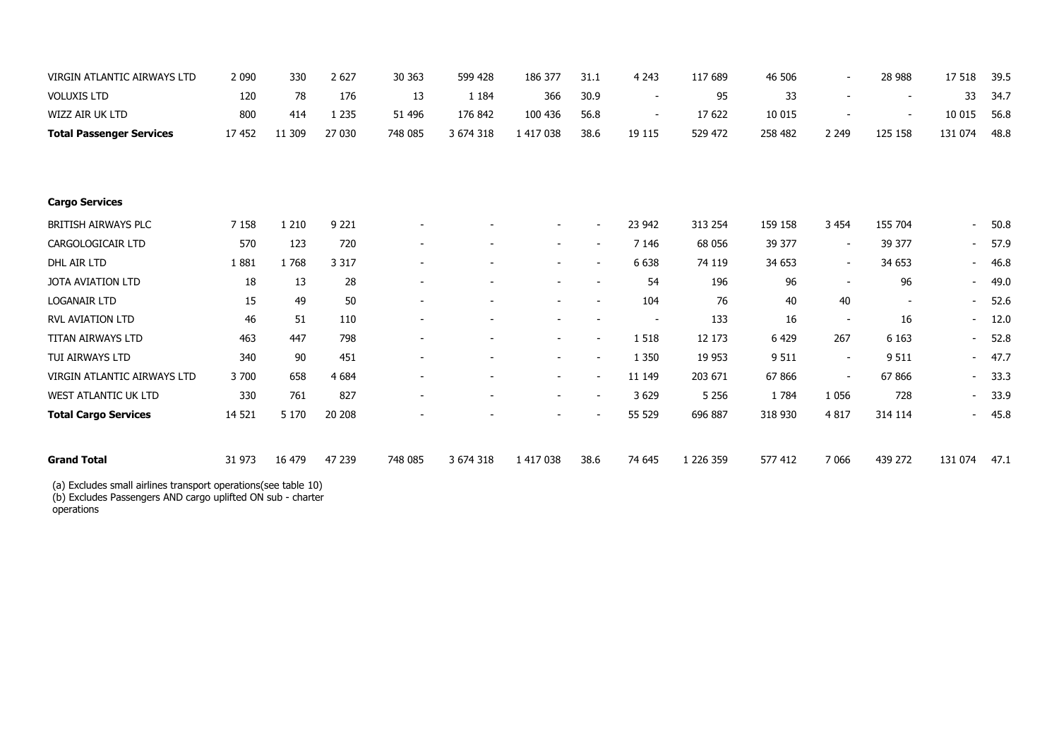| | | | | | | | | | | | | | | |
|---|---|---|---|---|---|---|---|---|---|---|---|---|---|---|
| VIRGIN ATLANTIC AIRWAYS LTD | 2 090 | 330 | 2 627 | 30 363 | 599 428 | 186 377 | 31.1 | 4 243 | 117 689 | 46 506 | - | 28 988 | 17 518 | 39.5 |
| VOLUXIS LTD | 120 | 78 | 176 | 13 | 1 184 | 366 | 30.9 | - | 95 | 33 | - | - | 33 | 34.7 |
| WIZZ AIR UK LTD | 800 | 414 | 1 235 | 51 496 | 176 842 | 100 436 | 56.8 | - | 17 622 | 10 015 | - | - | 10 015 | 56.8 |
| **Total Passenger Services** | 17 452 | 11 309 | 27 030 | 748 085 | 3 674 318 | 1 417 038 | 38.6 | 19 115 | 529 472 | 258 482 | 2 249 | 125 158 | 131 074 | 48.8 |
| | | | | | | | | | | | | | | |
| **Cargo Services** | | | | | | | | | | | | | | |
| BRITISH AIRWAYS PLC | 7 158 | 1 210 | 9 221 | - | - | - | - | 23 942 | 313 254 | 159 158 | 3 454 | 155 704 | - | 50.8 |
| CARGOLOGICAIR LTD | 570 | 123 | 720 | - | - | - | - | 7 146 | 68 056 | 39 377 | - | 39 377 | - | 57.9 |
| DHL AIR LTD | 1 881 | 1 768 | 3 317 | - | - | - | - | 6 638 | 74 119 | 34 653 | - | 34 653 | - | 46.8 |
| JOTA AVIATION LTD | 18 | 13 | 28 | - | - | - | - | 54 | 196 | 96 | - | 96 | - | 49.0 |
| LOGANAIR LTD | 15 | 49 | 50 | - | - | - | - | 104 | 76 | 40 | 40 | - | - | 52.6 |
| RVL AVIATION LTD | 46 | 51 | 110 | - | - | - | - | - | 133 | 16 | - | 16 | - | 12.0 |
| TITAN AIRWAYS LTD | 463 | 447 | 798 | - | - | - | - | 1 518 | 12 173 | 6 429 | 267 | 6 163 | - | 52.8 |
| TUI AIRWAYS LTD | 340 | 90 | 451 | - | - | - | - | 1 350 | 19 953 | 9 511 | - | 9 511 | - | 47.7 |
| VIRGIN ATLANTIC AIRWAYS LTD | 3 700 | 658 | 4 684 | - | - | - | - | 11 149 | 203 671 | 67 866 | - | 67 866 | - | 33.3 |
| WEST ATLANTIC UK LTD | 330 | 761 | 827 | - | - | - | - | 3 629 | 5 256 | 1 784 | 1 056 | 728 | - | 33.9 |
| **Total Cargo Services** | 14 521 | 5 170 | 20 208 | - | - | - | - | 55 529 | 696 887 | 318 930 | 4 817 | 314 114 | - | 45.8 |
| | | | | | | | | | | | | | | |
| **Grand Total** | 31 973 | 16 479 | 47 239 | 748 085 | 3 674 318 | 1 417 038 | 38.6 | 74 645 | 1 226 359 | 577 412 | 7 066 | 439 272 | 131 074 | 47.1 |

(a) Excludes small airlines transport operations(see table 10)
(b) Excludes Passengers AND cargo uplifted ON sub - charter operations